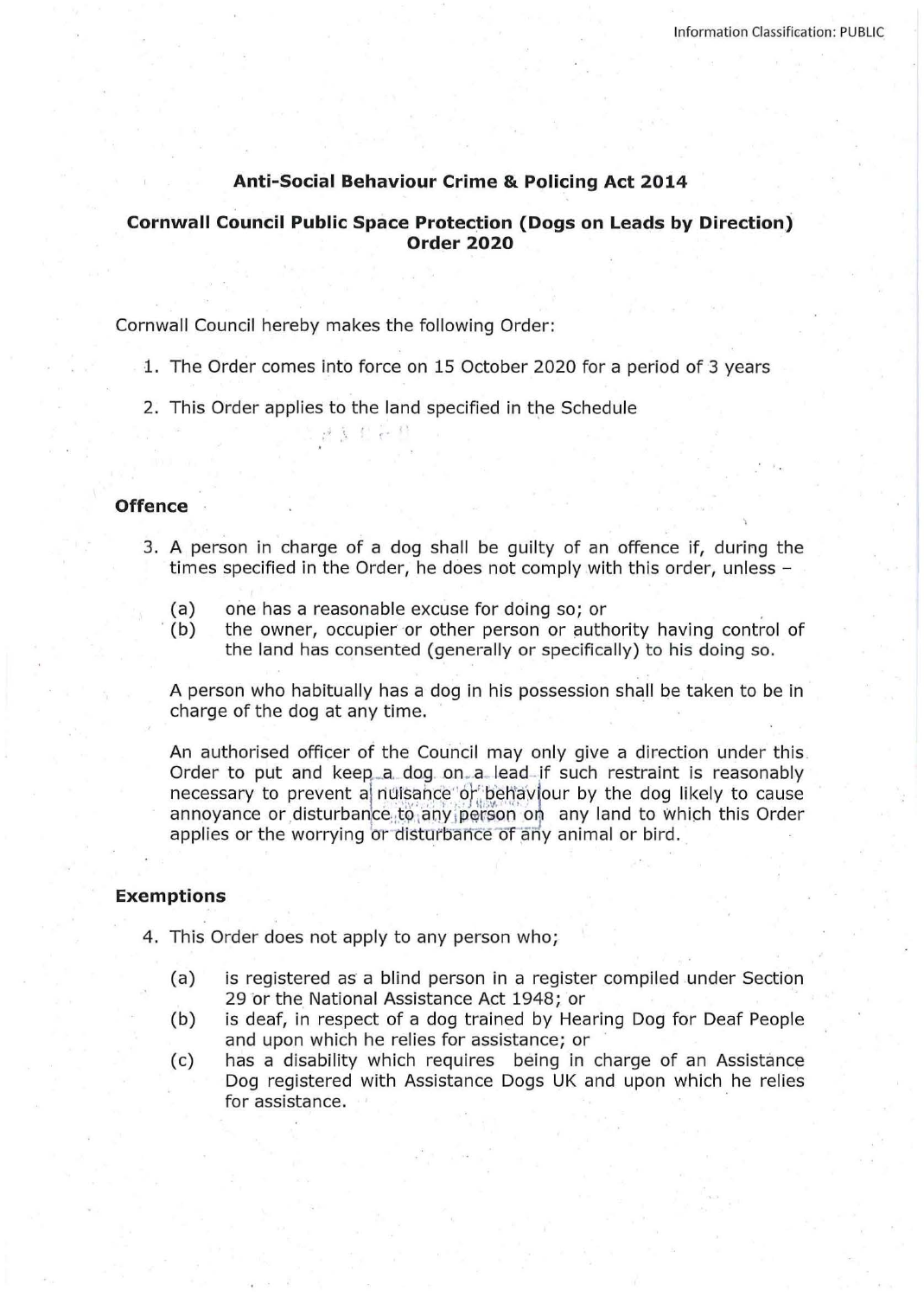## Anti-Social Behaviour Crime & Policing Act 2014

## Cornwall Council Public Space Protection (Dogs on Leads by Direction) Order 2020

Cornwall Council hereby makes the following Order:

1. The Order comes into force on 15 October 2020 for a period of 3 years
2. This Order applies to the land specified in the Schedule

### Offence

3. A person in charge of a dog shall be guilty of an offence if, during the times specified in the Order, he does not comply with this order, unless –

   (a) one has a reasonable excuse for doing so; or
   (b) the owner, occupier or other person or authority having control of the land has consented (generally or specifically) to his doing so.

   A person who habitually has a dog in his possession shall be taken to be in charge of the dog at any time.

   An authorised officer of the Council may only give a direction under this Order to put and keep a dog on a lead if such restraint is reasonably necessary to prevent a nuisance or behaviour by the dog likely to cause annoyance or disturbance to any person on any land to which this Order applies or the worrying or disturbance of any animal or bird.

### Exemptions

4. This Order does not apply to any person who;

   (a) is registered as a blind person in a register compiled under Section 29 or the National Assistance Act 1948; or
   (b) is deaf, in respect of a dog trained by Hearing Dog for Deaf People and upon which he relies for assistance; or
   (c) has a disability which requires being in charge of an Assistance Dog registered with Assistance Dogs UK and upon which he relies for assistance.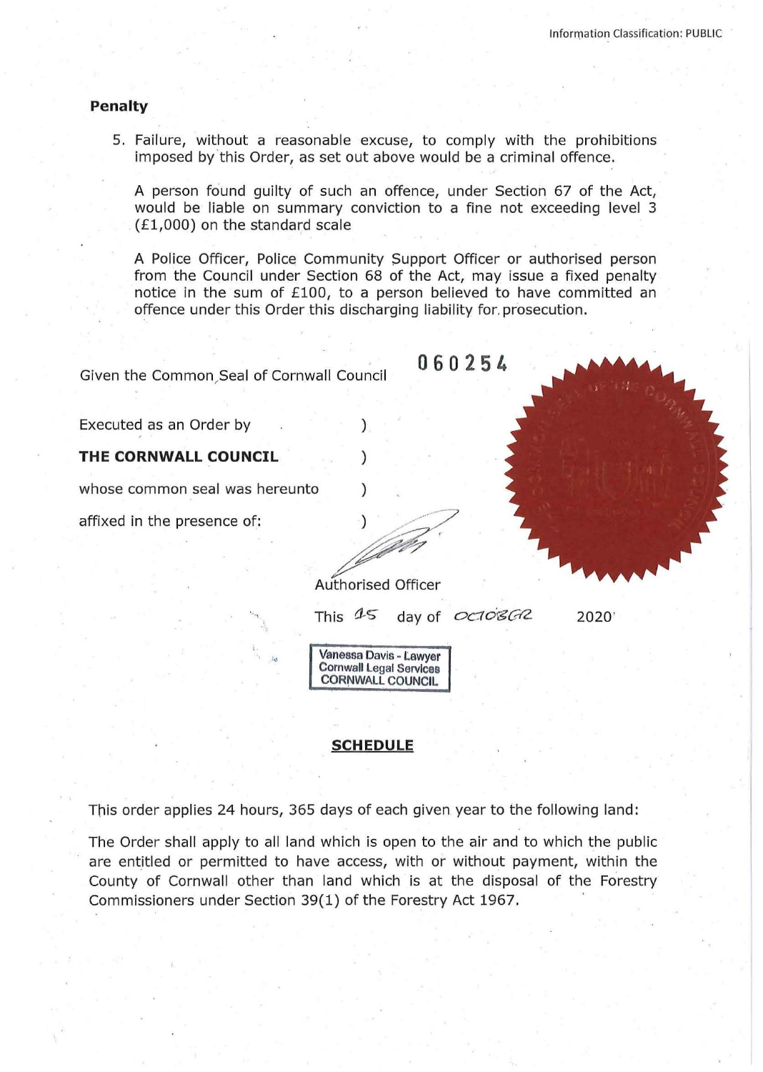**Penalty**

5. Failure, without a reasonable excuse, to comply with the prohibitions imposed by this Order, as set out above would be a criminal offence.

   A person found guilty of such an offence, under Section 67 of the Act, would be liable on summary conviction to a fine not exceeding level 3 (£1,000) on the standard scale

   A Police Officer, Police Community Support Officer or authorised person from the Council under Section 68 of the Act, may issue a fixed penalty notice in the sum of £100, to a person believed to have committed an offence under this Order this discharging liability for prosecution.

Given the Common Seal of Cornwall Council

060254

Executed as an Order by )

**THE CORNWALL COUNCIL** )

whose common seal was hereunto )

affixed in the presence of: )

Authorised Officer

This 15 day of OCTOBER 2020

Vanessa Davis - Lawyer
Cornwall Legal Services
CORNWALL COUNCIL

## SCHEDULE

This order applies 24 hours, 365 days of each given year to the following land:

The Order shall apply to all land which is open to the air and to which the public are entitled or permitted to have access, with or without payment, within the County of Cornwall other than land which is at the disposal of the Forestry Commissioners under Section 39(1) of the Forestry Act 1967.